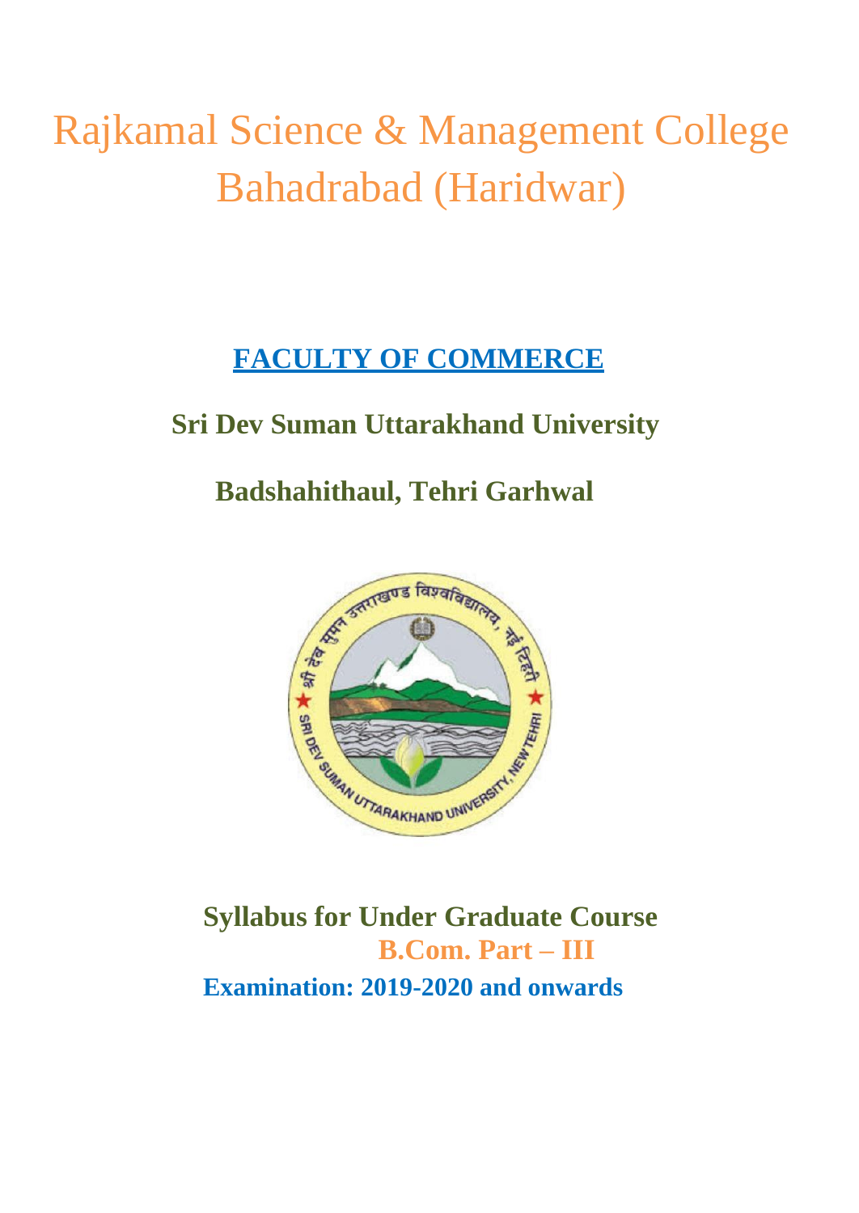# Rajkamal Science & Management College Bahadrabad (Haridwar)

## FACULTY OF COMMERCE

**Sri Dev Suman Uttarakhand University**

**Badshahithaul, Tehri Garhwal**

**Syllabus for Under Graduate Course**

**B.Com. Part – III**

**Examination: 2019-2020 and onwards**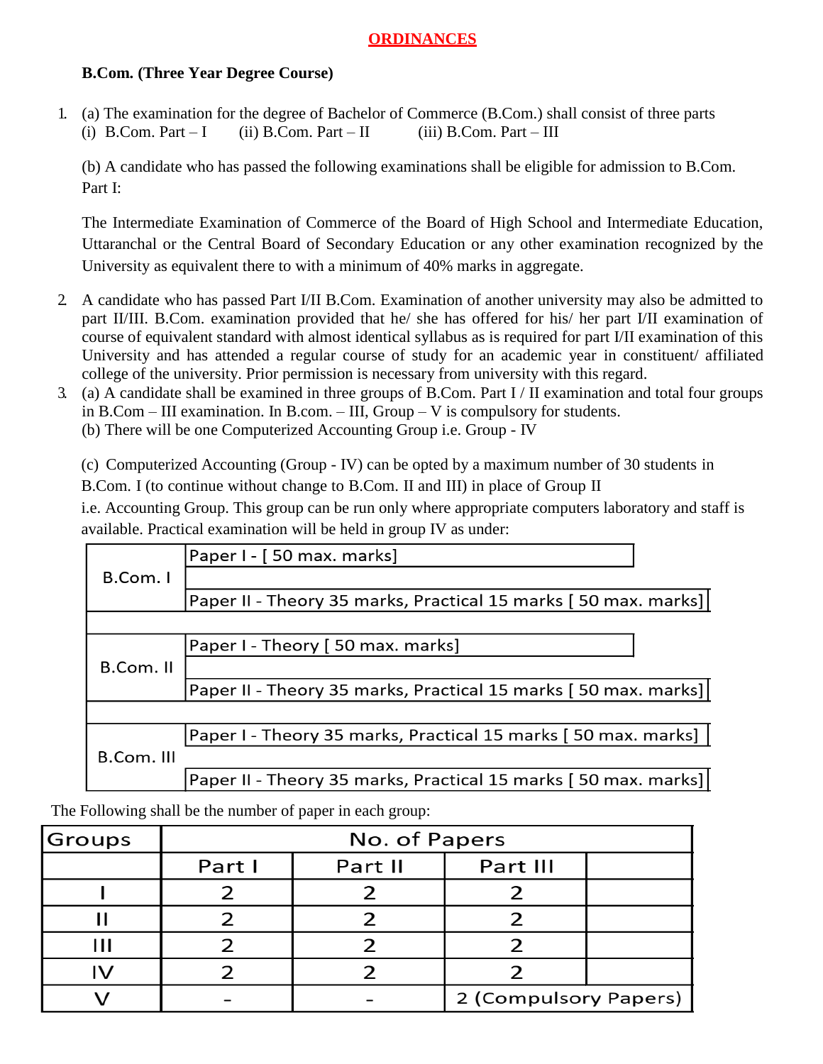## ORDINANCES

**B.Com. (Three Year Degree Course)**

1. (a) The examination for the degree of Bachelor of Commerce (B.Com.) shall consist of three parts
   (i) B.Com. Part – I (ii) B.Com. Part – II (iii) B.Com. Part – III

   (b) A candidate who has passed the following examinations shall be eligible for admission to B.Com. Part I:

   The Intermediate Examination of Commerce of the Board of High School and Intermediate Education, Uttaranchal or the Central Board of Secondary Education or any other examination recognized by the University as equivalent there to with a minimum of 40% marks in aggregate.

2. A candidate who has passed Part I/II B.Com. Examination of another university may also be admitted to part II/III. B.Com. examination provided that he/ she has offered for his/ her part I/II examination of course of equivalent standard with almost identical syllabus as is required for part I/II examination of this University and has attended a regular course of study for an academic year in constituent/ affiliated college of the university. Prior permission is necessary from university with this regard.

3. (a) A candidate shall be examined in three groups of B.Com. Part I / II examination and total four groups in B.Com – III examination. In B.com. – III, Group – V is compulsory for students.
   (b) There will be one Computerized Accounting Group i.e. Group - IV

   (c) Computerized Accounting (Group - IV) can be opted by a maximum number of 30 students in B.Com. I (to continue without change to B.Com. II and III) in place of Group II i.e. Accounting Group. This group can be run only where appropriate computers laboratory and staff is available. Practical examination will be held in group IV as under:

| | |
|---|---|
| B.Com. I | Paper I - [ 50 max. marks] |
| | Paper II - Theory 35 marks, Practical 15 marks [ 50 max. marks] |
| B.Com. II | Paper I - Theory [ 50 max. marks] |
| | Paper II - Theory 35 marks, Practical 15 marks [ 50 max. marks] |
| B.Com. III | Paper I - Theory 35 marks, Practical 15 marks [ 50 max. marks] |
| | Paper II - Theory 35 marks, Practical 15 marks [ 50 max. marks] |

The Following shall be the number of paper in each group:

| Groups | No. of Papers | | |
|---|---|---|---|
| | Part I | Part II | Part III |
| I | 2 | 2 | 2 |
| II | 2 | 2 | 2 |
| III | 2 | 2 | 2 |
| IV | 2 | 2 | 2 |
| V | - | - | 2 (Compulsory Papers) |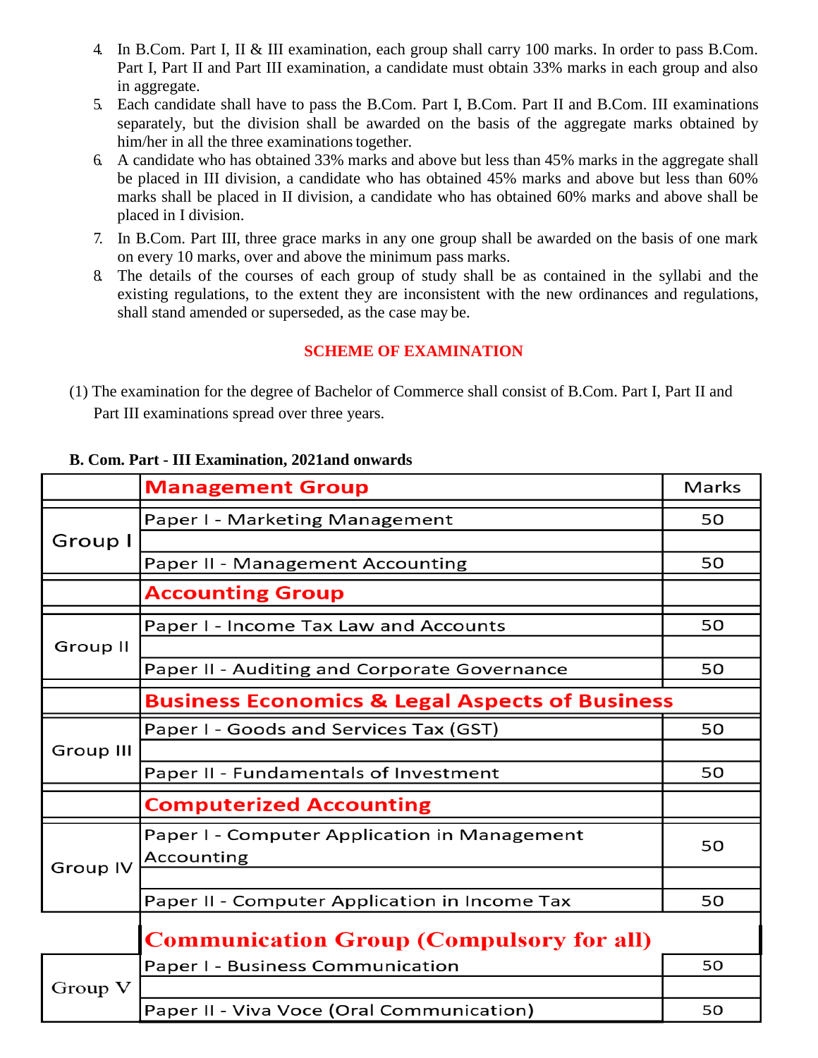4. In B.Com. Part I, II & III examination, each group shall carry 100 marks. In order to pass B.Com. Part I, Part II and Part III examination, a candidate must obtain 33% marks in each group and also in aggregate.
5. Each candidate shall have to pass the B.Com. Part I, B.Com. Part II and B.Com. III examinations separately, but the division shall be awarded on the basis of the aggregate marks obtained by him/her in all the three examinations together.
6. A candidate who has obtained 33% marks and above but less than 45% marks in the aggregate shall be placed in III division, a candidate who has obtained 45% marks and above but less than 60% marks shall be placed in II division, a candidate who has obtained 60% marks and above shall be placed in I division.
7. In B.Com. Part III, three grace marks in any one group shall be awarded on the basis of one mark on every 10 marks, over and above the minimum pass marks.
8. The details of the courses of each group of study shall be as contained in the syllabi and the existing regulations, to the extent they are inconsistent with the new ordinances and regulations, shall stand amended or superseded, as the case may be.

## SCHEME OF EXAMINATION

(1) The examination for the degree of Bachelor of Commerce shall consist of B.Com. Part I, Part II and Part III examinations spread over three years.

**B. Com. Part - III Examination, 2021and onwards**

| | **Management Group** | Marks |
|---|---|---|
| Group I | Paper I - Marketing Management | 50 |
| | Paper II - Management Accounting | 50 |
| | **Accounting Group** | |
| Group II | Paper I - Income Tax Law and Accounts | 50 |
| | Paper II - Auditing and Corporate Governance | 50 |
| | **Business Economics & Legal Aspects of Business** | |
| Group III | Paper I - Goods and Services Tax (GST) | 50 |
| | Paper II - Fundamentals of Investment | 50 |
| | **Computerized Accounting** | |
| Group IV | Paper I - Computer Application in Management Accounting | 50 |
| | Paper II - Computer Application in Income Tax | 50 |
| | **Communication Group (Compulsory for all)** | |
| Group V | Paper I - Business Communication | 50 |
| | Paper II - Viva Voce (Oral Communication) | 50 |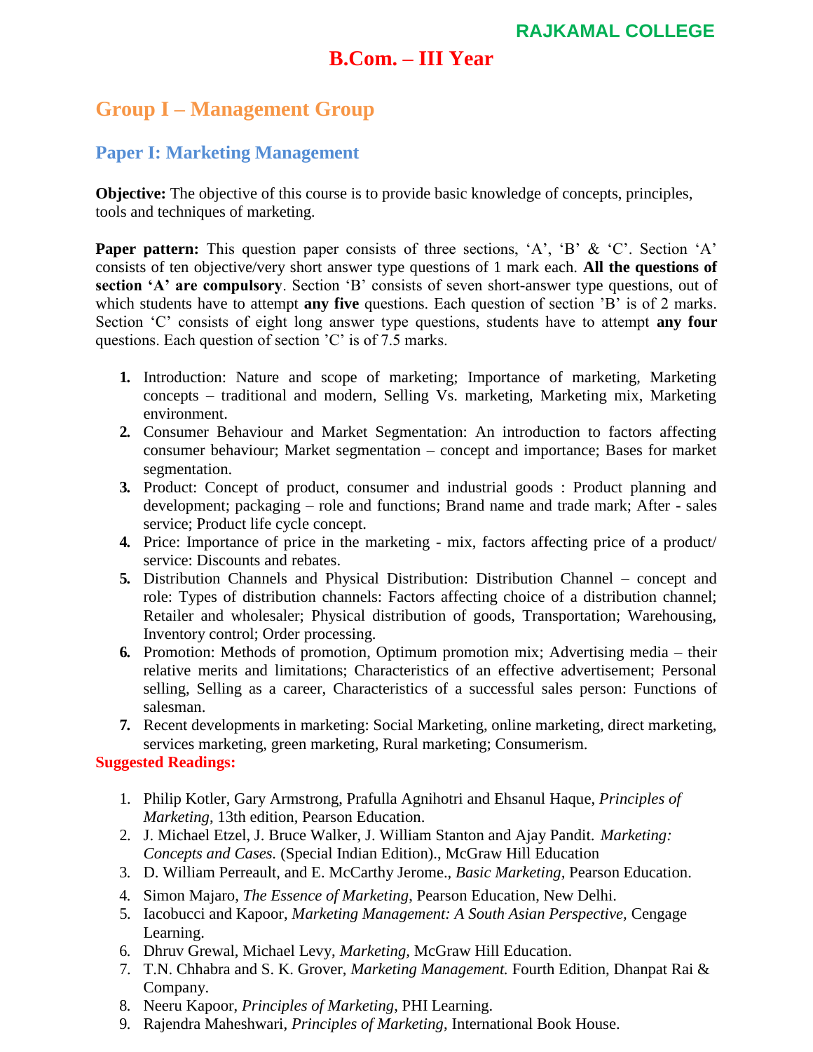RAJKAMAL COLLEGE

# B.Com. – III Year

## Group I – Management Group

### Paper I: Marketing Management

**Objective:** The objective of this course is to provide basic knowledge of concepts, principles, tools and techniques of marketing.

**Paper pattern:** This question paper consists of three sections, 'A', 'B' & 'C'. Section 'A' consists of ten objective/very short answer type questions of 1 mark each. **All the questions of section 'A' are compulsory**. Section 'B' consists of seven short-answer type questions, out of which students have to attempt **any five** questions. Each question of section 'B' is of 2 marks. Section 'C' consists of eight long answer type questions, students have to attempt **any four** questions. Each question of section 'C' is of 7.5 marks.

1. Introduction: Nature and scope of marketing; Importance of marketing, Marketing concepts – traditional and modern, Selling Vs. marketing, Marketing mix, Marketing environment.
2. Consumer Behaviour and Market Segmentation: An introduction to factors affecting consumer behaviour; Market segmentation – concept and importance; Bases for market segmentation.
3. Product: Concept of product, consumer and industrial goods : Product planning and development; packaging – role and functions; Brand name and trade mark; After - sales service; Product life cycle concept.
4. Price: Importance of price in the marketing - mix, factors affecting price of a product/ service: Discounts and rebates.
5. Distribution Channels and Physical Distribution: Distribution Channel – concept and role: Types of distribution channels: Factors affecting choice of a distribution channel; Retailer and wholesaler; Physical distribution of goods, Transportation; Warehousing, Inventory control; Order processing.
6. Promotion: Methods of promotion, Optimum promotion mix; Advertising media – their relative merits and limitations; Characteristics of an effective advertisement; Personal selling, Selling as a career, Characteristics of a successful sales person: Functions of salesman.
7. Recent developments in marketing: Social Marketing, online marketing, direct marketing, services marketing, green marketing, Rural marketing; Consumerism.

**Suggested Readings:**

1. Philip Kotler, Gary Armstrong, Prafulla Agnihotri and Ehsanul Haque, *Principles of Marketing*, 13th edition, Pearson Education.
2. J. Michael Etzel, J. Bruce Walker, J. William Stanton and Ajay Pandit. *Marketing: Concepts and Cases.* (Special Indian Edition)., McGraw Hill Education
3. D. William Perreault, and E. McCarthy Jerome., *Basic Marketing*, Pearson Education.
4. Simon Majaro, *The Essence of Marketing*, Pearson Education, New Delhi.
5. Iacobucci and Kapoor, *Marketing Management: A South Asian Perspective,* Cengage Learning.
6. Dhruv Grewal, Michael Levy, *Marketing,* McGraw Hill Education.
7. T.N. Chhabra and S. K. Grover, *Marketing Management.* Fourth Edition, Dhanpat Rai & Company.
8. Neeru Kapoor, *Principles of Marketing*, PHI Learning.
9. Rajendra Maheshwari, *Principles of Marketing*, International Book House.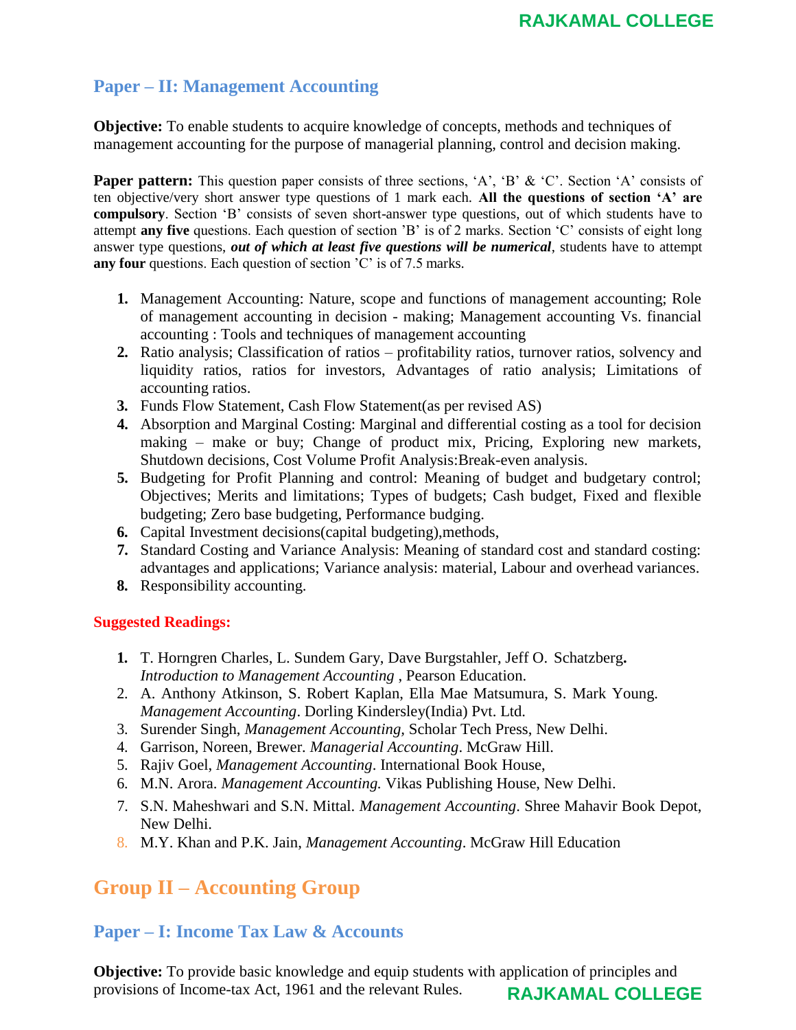## Paper – II: Management Accounting

**Objective:** To enable students to acquire knowledge of concepts, methods and techniques of management accounting for the purpose of managerial planning, control and decision making.

**Paper pattern:** This question paper consists of three sections, 'A', 'B' & 'C'. Section 'A' consists of ten objective/very short answer type questions of 1 mark each. **All the questions of section 'A' are compulsory**. Section 'B' consists of seven short-answer type questions, out of which students have to attempt **any five** questions. Each question of section 'B' is of 2 marks. Section 'C' consists of eight long answer type questions, ***out of which at least five questions will be numerical***, students have to attempt **any four** questions. Each question of section 'C' is of 7.5 marks.

1. Management Accounting: Nature, scope and functions of management accounting; Role of management accounting in decision - making; Management accounting Vs. financial accounting : Tools and techniques of management accounting
2. Ratio analysis; Classification of ratios – profitability ratios, turnover ratios, solvency and liquidity ratios, ratios for investors, Advantages of ratio analysis; Limitations of accounting ratios.
3. Funds Flow Statement, Cash Flow Statement(as per revised AS)
4. Absorption and Marginal Costing: Marginal and differential costing as a tool for decision making – make or buy; Change of product mix, Pricing, Exploring new markets, Shutdown decisions, Cost Volume Profit Analysis:Break-even analysis.
5. Budgeting for Profit Planning and control: Meaning of budget and budgetary control; Objectives; Merits and limitations; Types of budgets; Cash budget, Fixed and flexible budgeting; Zero base budgeting, Performance budging.
6. Capital Investment decisions(capital budgeting),methods,
7. Standard Costing and Variance Analysis: Meaning of standard cost and standard costing: advantages and applications; Variance analysis: material, Labour and overhead variances.
8. Responsibility accounting.

**Suggested Readings:**

1. T. Horngren Charles, L. Sundem Gary, Dave Burgstahler, Jeff O. Schatzberg**.** *Introduction to Management Accounting* , Pearson Education.
2. A. Anthony Atkinson, S. Robert Kaplan, Ella Mae Matsumura, S. Mark Young. *Management Accounting*. Dorling Kindersley(India) Pvt. Ltd.
3. Surender Singh, *Management Accounting*, Scholar Tech Press, New Delhi.
4. Garrison, Noreen, Brewer. *Managerial Accounting*. McGraw Hill.
5. Rajiv Goel, *Management Accounting*. International Book House,
6. M.N. Arora. *Management Accounting.* Vikas Publishing House, New Delhi.
7. S.N. Maheshwari and S.N. Mittal. *Management Accounting*. Shree Mahavir Book Depot, New Delhi.
8. M.Y. Khan and P.K. Jain, *Management Accounting*. McGraw Hill Education

# Group II – Accounting Group

## Paper – I: Income Tax Law & Accounts

**Objective:** To provide basic knowledge and equip students with application of principles and provisions of Income-tax Act, 1961 and the relevant Rules.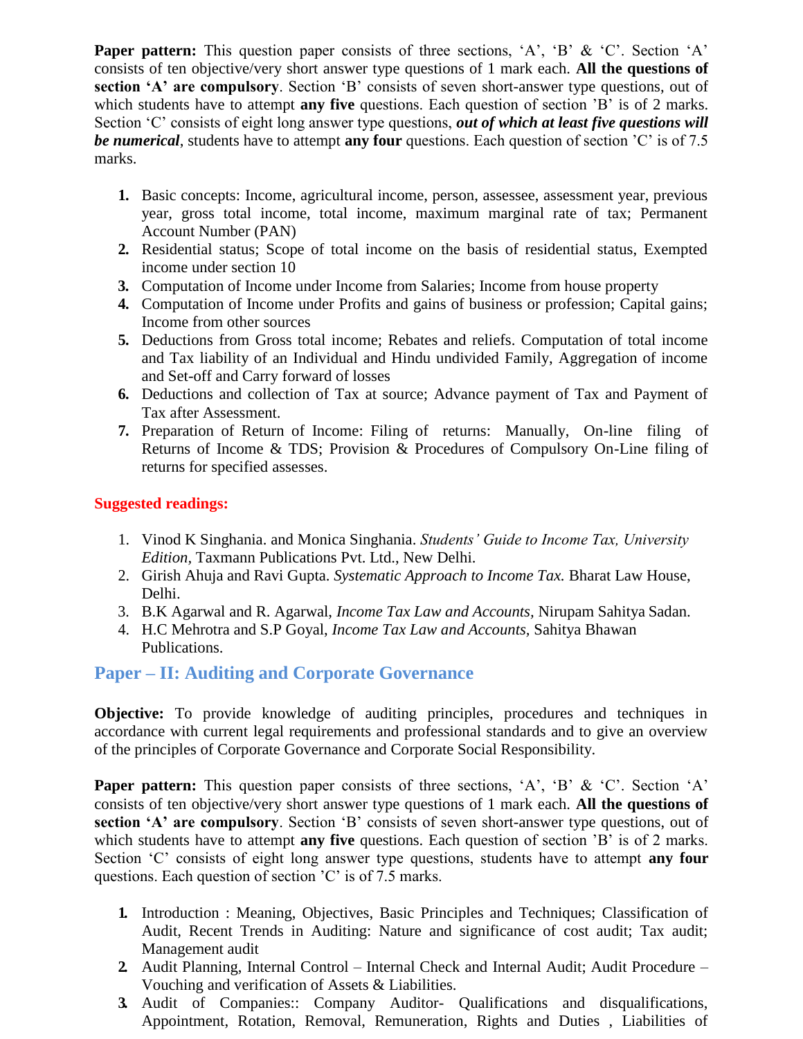**Paper pattern:** This question paper consists of three sections, 'A', 'B' & 'C'. Section 'A' consists of ten objective/very short answer type questions of 1 mark each. **All the questions of section 'A' are compulsory**. Section 'B' consists of seven short-answer type questions, out of which students have to attempt **any five** questions. Each question of section 'B' is of 2 marks. Section 'C' consists of eight long answer type questions, ***out of which at least five questions will be numerical***, students have to attempt **any four** questions. Each question of section 'C' is of 7.5 marks.

1. Basic concepts: Income, agricultural income, person, assessee, assessment year, previous year, gross total income, total income, maximum marginal rate of tax; Permanent Account Number (PAN)
2. Residential status; Scope of total income on the basis of residential status, Exempted income under section 10
3. Computation of Income under Income from Salaries; Income from house property
4. Computation of Income under Profits and gains of business or profession; Capital gains; Income from other sources
5. Deductions from Gross total income; Rebates and reliefs. Computation of total income and Tax liability of an Individual and Hindu undivided Family, Aggregation of income and Set-off and Carry forward of losses
6. Deductions and collection of Tax at source; Advance payment of Tax and Payment of Tax after Assessment.
7. Preparation of Return of Income: Filing of returns: Manually, On-line filing of Returns of Income & TDS; Provision & Procedures of Compulsory On-Line filing of returns for specified assesses.

**Suggested readings:**

1. Vinod K Singhania. and Monica Singhania. *Students' Guide to Income Tax, University Edition*, Taxmann Publications Pvt. Ltd., New Delhi.
2. Girish Ahuja and Ravi Gupta. *Systematic Approach to Income Tax.* Bharat Law House, Delhi.
3. B.K Agarwal and R. Agarwal, *Income Tax Law and Accounts*, Nirupam Sahitya Sadan.
4. H.C Mehrotra and S.P Goyal, *Income Tax Law and Accounts*, Sahitya Bhawan Publications.

## Paper – II: Auditing and Corporate Governance

**Objective:** To provide knowledge of auditing principles, procedures and techniques in accordance with current legal requirements and professional standards and to give an overview of the principles of Corporate Governance and Corporate Social Responsibility.

**Paper pattern:** This question paper consists of three sections, 'A', 'B' & 'C'. Section 'A' consists of ten objective/very short answer type questions of 1 mark each. **All the questions of section 'A' are compulsory**. Section 'B' consists of seven short-answer type questions, out of which students have to attempt **any five** questions. Each question of section 'B' is of 2 marks. Section 'C' consists of eight long answer type questions, students have to attempt **any four** questions. Each question of section 'C' is of 7.5 marks.

1. Introduction : Meaning, Objectives, Basic Principles and Techniques; Classification of Audit, Recent Trends in Auditing: Nature and significance of cost audit; Tax audit; Management audit
2. Audit Planning, Internal Control – Internal Check and Internal Audit; Audit Procedure – Vouching and verification of Assets & Liabilities.
3. Audit of Companies:: Company Auditor- Qualifications and disqualifications, Appointment, Rotation, Removal, Remuneration, Rights and Duties , Liabilities of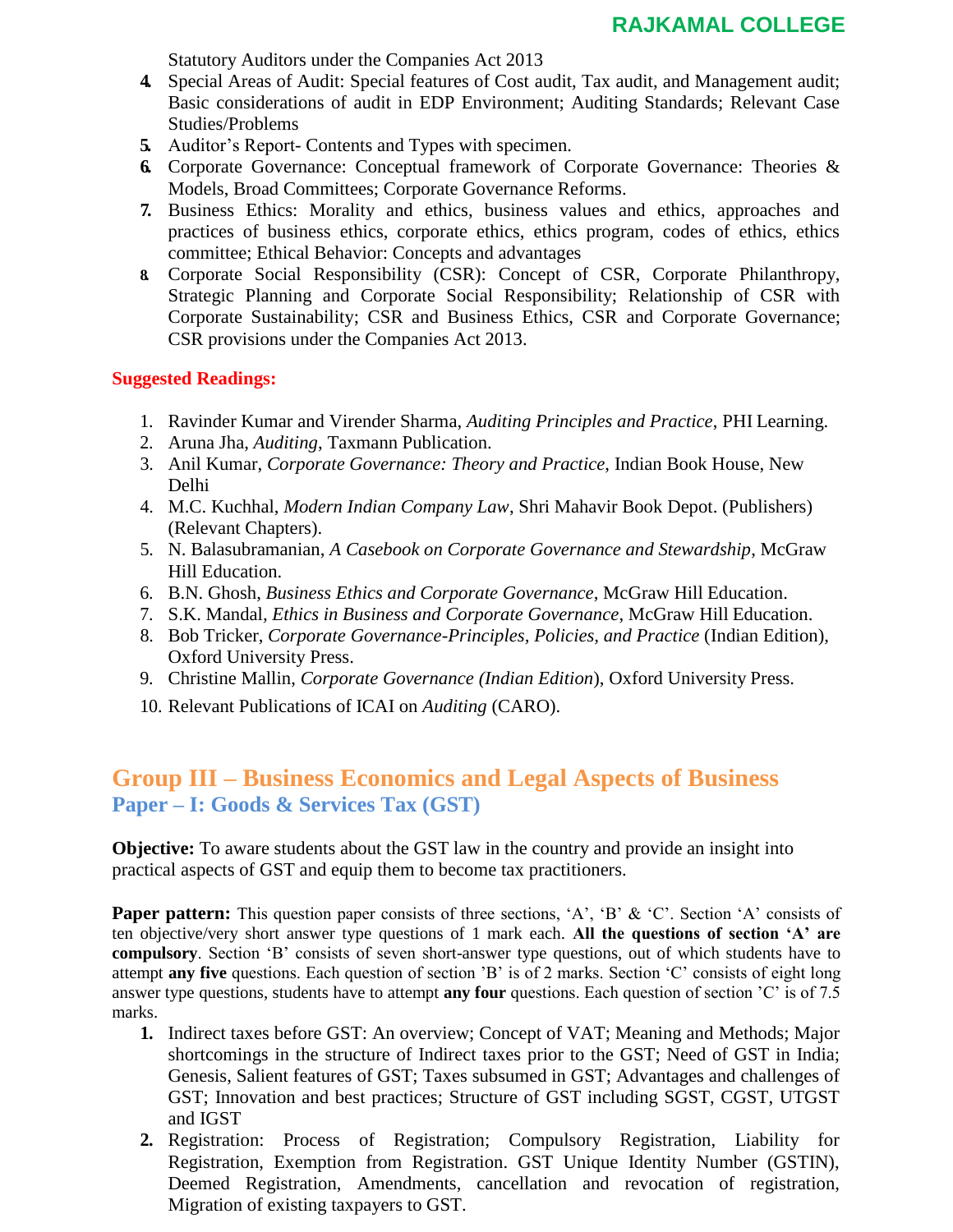Statutory Auditors under the Companies Act 2013

4. Special Areas of Audit: Special features of Cost audit, Tax audit, and Management audit; Basic considerations of audit in EDP Environment; Auditing Standards; Relevant Case Studies/Problems
5. Auditor's Report- Contents and Types with specimen.
6. Corporate Governance: Conceptual framework of Corporate Governance: Theories & Models, Broad Committees; Corporate Governance Reforms.
7. Business Ethics: Morality and ethics, business values and ethics, approaches and practices of business ethics, corporate ethics, ethics program, codes of ethics, ethics committee; Ethical Behavior: Concepts and advantages
8. Corporate Social Responsibility (CSR): Concept of CSR, Corporate Philanthropy, Strategic Planning and Corporate Social Responsibility; Relationship of CSR with Corporate Sustainability; CSR and Business Ethics, CSR and Corporate Governance; CSR provisions under the Companies Act 2013.

**Suggested Readings:**

1. Ravinder Kumar and Virender Sharma, *Auditing Principles and Practice*, PHI Learning.
2. Aruna Jha, *Auditing*, Taxmann Publication.
3. Anil Kumar, *Corporate Governance: Theory and Practice*, Indian Book House, New Delhi
4. M.C. Kuchhal, *Modern Indian Company Law*, Shri Mahavir Book Depot. (Publishers) (Relevant Chapters).
5. N. Balasubramanian, *A Casebook on Corporate Governance and Stewardship*, McGraw Hill Education.
6. B.N. Ghosh, *Business Ethics and Corporate Governance*, McGraw Hill Education.
7. S.K. Mandal, *Ethics in Business and Corporate Governance*, McGraw Hill Education.
8. Bob Tricker, *Corporate Governance-Principles, Policies, and Practice* (Indian Edition), Oxford University Press.
9. Christine Mallin, *Corporate Governance (Indian Edition)*, Oxford University Press.
10. Relevant Publications of ICAI on *Auditing* (CARO).

## Group III – Business Economics and Legal Aspects of Business

### Paper – I: Goods & Services Tax (GST)

**Objective:** To aware students about the GST law in the country and provide an insight into practical aspects of GST and equip them to become tax practitioners.

**Paper pattern:** This question paper consists of three sections, 'A', 'B' & 'C'. Section 'A' consists of ten objective/very short answer type questions of 1 mark each. **All the questions of section 'A' are compulsory**. Section 'B' consists of seven short-answer type questions, out of which students have to attempt **any five** questions. Each question of section 'B' is of 2 marks. Section 'C' consists of eight long answer type questions, students have to attempt **any four** questions. Each question of section 'C' is of 7.5 marks.

1. Indirect taxes before GST: An overview; Concept of VAT; Meaning and Methods; Major shortcomings in the structure of Indirect taxes prior to the GST; Need of GST in India; Genesis, Salient features of GST; Taxes subsumed in GST; Advantages and challenges of GST; Innovation and best practices; Structure of GST including SGST, CGST, UTGST and IGST
2. Registration: Process of Registration; Compulsory Registration, Liability for Registration, Exemption from Registration. GST Unique Identity Number (GSTIN), Deemed Registration, Amendments, cancellation and revocation of registration, Migration of existing taxpayers to GST.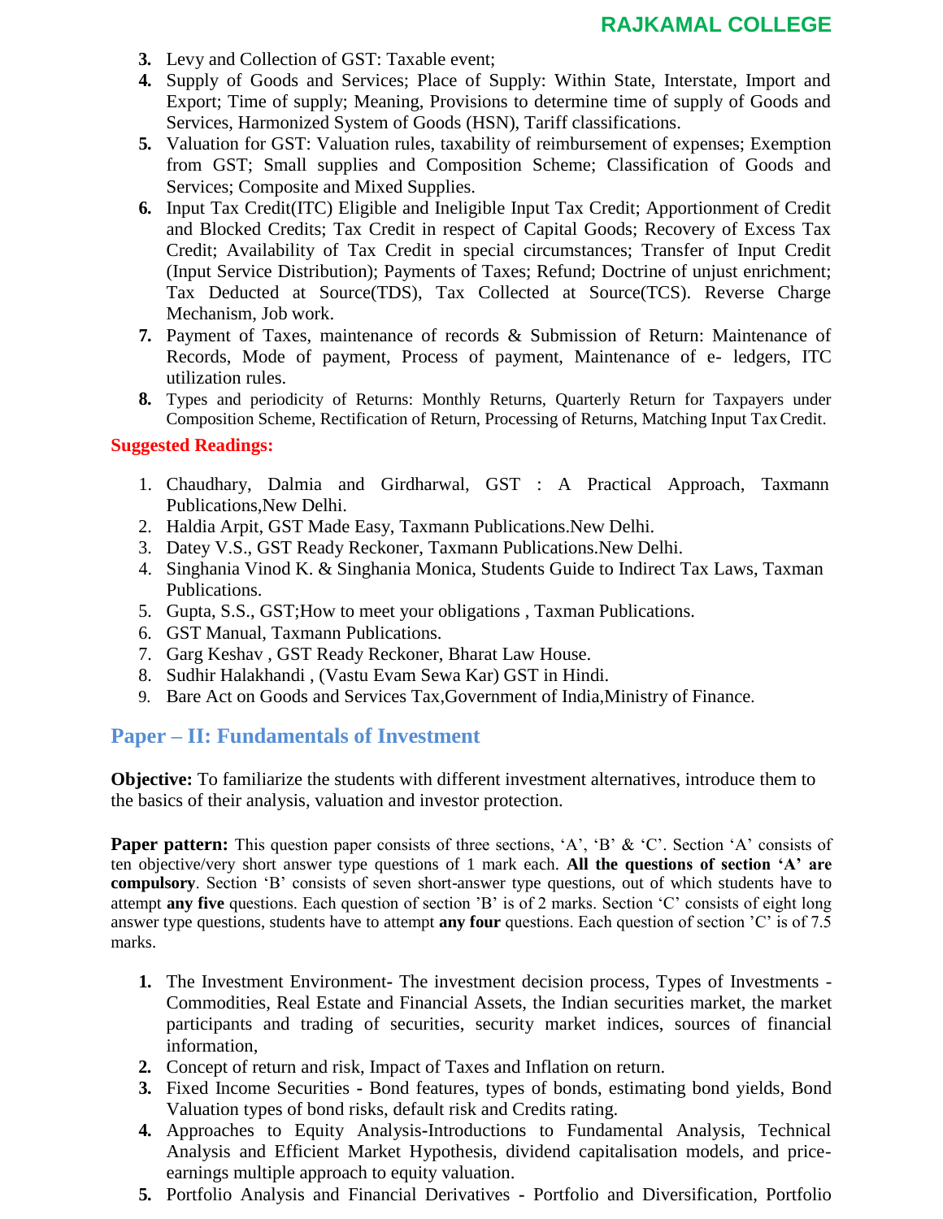3. **Levy and Collection of GST:** Taxable event;
4. Supply of Goods and Services; Place of Supply: Within State, Interstate, Import and Export; Time of supply; Meaning, Provisions to determine time of supply of Goods and Services, Harmonized System of Goods (HSN), Tariff classifications.
5. Valuation for GST: Valuation rules, taxability of reimbursement of expenses; Exemption from GST; Small supplies and Composition Scheme; Classification of Goods and Services; Composite and Mixed Supplies.
6. Input Tax Credit(ITC) Eligible and Ineligible Input Tax Credit; Apportionment of Credit and Blocked Credits; Tax Credit in respect of Capital Goods; Recovery of Excess Tax Credit; Availability of Tax Credit in special circumstances; Transfer of Input Credit (Input Service Distribution); Payments of Taxes; Refund; Doctrine of unjust enrichment; Tax Deducted at Source(TDS), Tax Collected at Source(TCS). Reverse Charge Mechanism, Job work.
7. Payment of Taxes, maintenance of records & Submission of Return: Maintenance of Records, Mode of payment, Process of payment, Maintenance of e- ledgers, ITC utilization rules.
8. Types and periodicity of Returns: Monthly Returns, Quarterly Return for Taxpayers under Composition Scheme, Rectification of Return, Processing of Returns, Matching Input Tax Credit.

**Suggested Readings:**

1. Chaudhary, Dalmia and Girdharwal, GST : A Practical Approach, Taxmann Publications,New Delhi.
2. Haldia Arpit, GST Made Easy, Taxmann Publications.New Delhi.
3. Datey V.S., GST Ready Reckoner, Taxmann Publications.New Delhi.
4. Singhania Vinod K. & Singhania Monica, Students Guide to Indirect Tax Laws, Taxman Publications.
5. Gupta, S.S., GST;How to meet your obligations , Taxman Publications.
6. GST Manual, Taxmann Publications.
7. Garg Keshav , GST Ready Reckoner, Bharat Law House.
8. Sudhir Halakhandi , (Vastu Evam Sewa Kar) GST in Hindi.
9. Bare Act on Goods and Services Tax,Government of India,Ministry of Finance.

## Paper – II: Fundamentals of Investment

**Objective:** To familiarize the students with different investment alternatives, introduce them to the basics of their analysis, valuation and investor protection.

**Paper pattern:** This question paper consists of three sections, 'A', 'B' & 'C'. Section 'A' consists of ten objective/very short answer type questions of 1 mark each. **All the questions of section 'A' are compulsory**. Section 'B' consists of seven short-answer type questions, out of which students have to attempt **any five** questions. Each question of section 'B' is of 2 marks. Section 'C' consists of eight long answer type questions, students have to attempt **any four** questions. Each question of section 'C' is of 7.5 marks.

1. The Investment Environment- The investment decision process, Types of Investments - Commodities, Real Estate and Financial Assets, the Indian securities market, the market participants and trading of securities, security market indices, sources of financial information,
2. Concept of return and risk, Impact of Taxes and Inflation on return.
3. Fixed Income Securities - Bond features, types of bonds, estimating bond yields, Bond Valuation types of bond risks, default risk and Credits rating.
4. Approaches to Equity Analysis-Introductions to Fundamental Analysis, Technical Analysis and Efficient Market Hypothesis, dividend capitalisation models, and price-earnings multiple approach to equity valuation.
5. Portfolio Analysis and Financial Derivatives - Portfolio and Diversification, Portfolio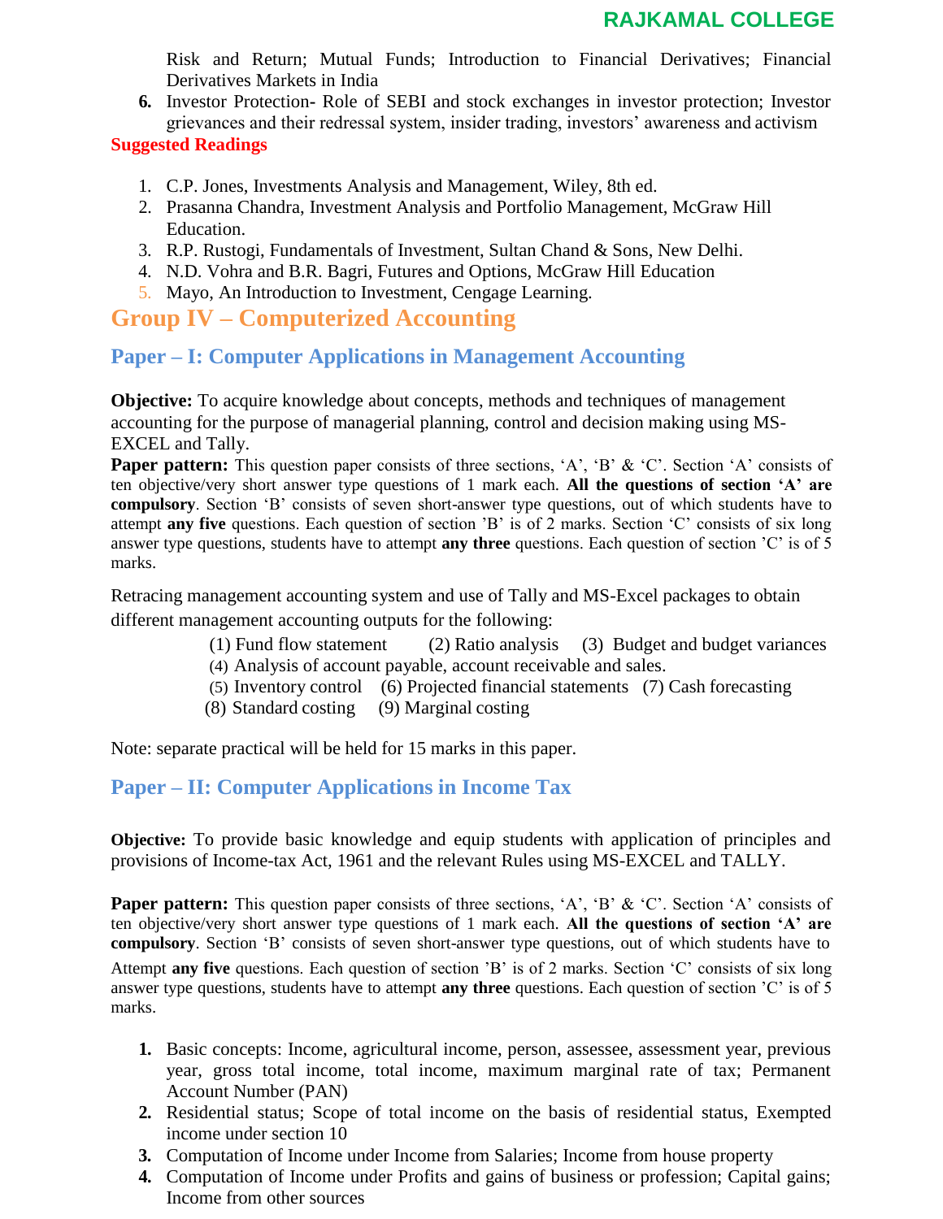Risk and Return; Mutual Funds; Introduction to Financial Derivatives; Financial Derivatives Markets in India

6. Investor Protection- Role of SEBI and stock exchanges in investor protection; Investor grievances and their redressal system, insider trading, investors' awareness and activism

**Suggested Readings**

1. C.P. Jones, Investments Analysis and Management, Wiley, 8th ed.
2. Prasanna Chandra, Investment Analysis and Portfolio Management, McGraw Hill Education.
3. R.P. Rustogi, Fundamentals of Investment, Sultan Chand & Sons, New Delhi.
4. N.D. Vohra and B.R. Bagri, Futures and Options, McGraw Hill Education
5. Mayo, An Introduction to Investment, Cengage Learning.

# Group IV – Computerized Accounting

## Paper – I: Computer Applications in Management Accounting

**Objective:** To acquire knowledge about concepts, methods and techniques of management accounting for the purpose of managerial planning, control and decision making using MS-EXCEL and Tally.

**Paper pattern:** This question paper consists of three sections, 'A', 'B' & 'C'. Section 'A' consists of ten objective/very short answer type questions of 1 mark each. **All the questions of section 'A' are compulsory**. Section 'B' consists of seven short-answer type questions, out of which students have to attempt **any five** questions. Each question of section 'B' is of 2 marks. Section 'C' consists of six long answer type questions, students have to attempt **any three** questions. Each question of section 'C' is of 5 marks.

Retracing management accounting system and use of Tally and MS-Excel packages to obtain different management accounting outputs for the following:

(1) Fund flow statement (2) Ratio analysis (3) Budget and budget variances
(4) Analysis of account payable, account receivable and sales.
(5) Inventory control (6) Projected financial statements (7) Cash forecasting
(8) Standard costing (9) Marginal costing

Note: separate practical will be held for 15 marks in this paper.

## Paper – II: Computer Applications in Income Tax

**Objective:** To provide basic knowledge and equip students with application of principles and provisions of Income-tax Act, 1961 and the relevant Rules using MS-EXCEL and TALLY.

**Paper pattern:** This question paper consists of three sections, 'A', 'B' & 'C'. Section 'A' consists of ten objective/very short answer type questions of 1 mark each. **All the questions of section 'A' are compulsory**. Section 'B' consists of seven short-answer type questions, out of which students have to Attempt **any five** questions. Each question of section 'B' is of 2 marks. Section 'C' consists of six long answer type questions, students have to attempt **any three** questions. Each question of section 'C' is of 5 marks.

1. Basic concepts: Income, agricultural income, person, assessee, assessment year, previous year, gross total income, total income, maximum marginal rate of tax; Permanent Account Number (PAN)
2. Residential status; Scope of total income on the basis of residential status, Exempted income under section 10
3. Computation of Income under Income from Salaries; Income from house property
4. Computation of Income under Profits and gains of business or profession; Capital gains; Income from other sources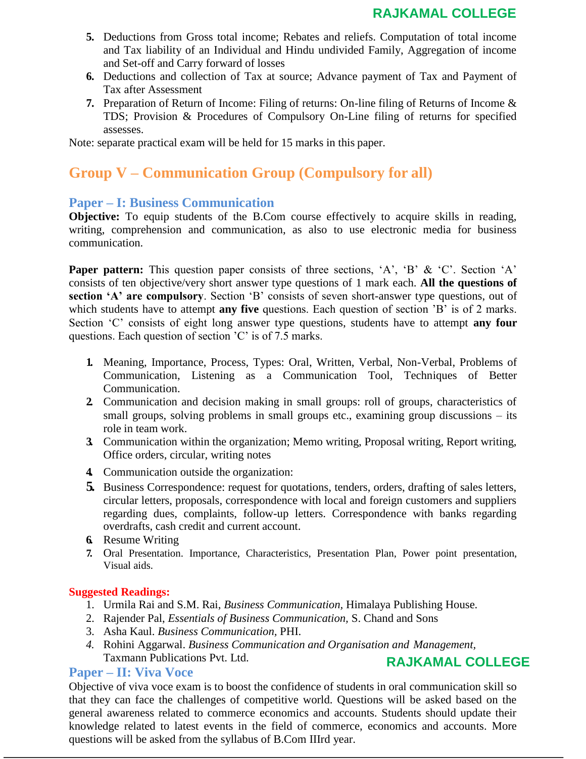5. Deductions from Gross total income; Rebates and reliefs. Computation of total income and Tax liability of an Individual and Hindu undivided Family, Aggregation of income and Set-off and Carry forward of losses
6. Deductions and collection of Tax at source; Advance payment of Tax and Payment of Tax after Assessment
7. Preparation of Return of Income: Filing of returns: On-line filing of Returns of Income & TDS; Provision & Procedures of Compulsory On-Line filing of returns for specified assesses.

Note: separate practical exam will be held for 15 marks in this paper.

## Group V – Communication Group (Compulsory for all)

### Paper – I: Business Communication

**Objective:** To equip students of the B.Com course effectively to acquire skills in reading, writing, comprehension and communication, as also to use electronic media for business communication.

**Paper pattern:** This question paper consists of three sections, 'A', 'B' & 'C'. Section 'A' consists of ten objective/very short answer type questions of 1 mark each. **All the questions of section 'A' are compulsory**. Section 'B' consists of seven short-answer type questions, out of which students have to attempt **any five** questions. Each question of section 'B' is of 2 marks. Section 'C' consists of eight long answer type questions, students have to attempt **any four** questions. Each question of section 'C' is of 7.5 marks.

1. Meaning, Importance, Process, Types: Oral, Written, Verbal, Non-Verbal, Problems of Communication, Listening as a Communication Tool, Techniques of Better Communication.
2. Communication and decision making in small groups: roll of groups, characteristics of small groups, solving problems in small groups etc., examining group discussions – its role in team work.
3. Communication within the organization; Memo writing, Proposal writing, Report writing, Office orders, circular, writing notes
4. Communication outside the organization:
5. Business Correspondence: request for quotations, tenders, orders, drafting of sales letters, circular letters, proposals, correspondence with local and foreign customers and suppliers regarding dues, complaints, follow-up letters. Correspondence with banks regarding overdrafts, cash credit and current account.
6. Resume Writing
7. Oral Presentation. Importance, Characteristics, Presentation Plan, Power point presentation, Visual aids.

**Suggested Readings:**

1. Urmila Rai and S.M. Rai, *Business Communication*, Himalaya Publishing House.
2. Rajender Pal, *Essentials of Business Communication,* S. Chand and Sons
3. Asha Kaul. *Business Communication,* PHI.
4. Rohini Aggarwal. *Business Communication and Organisation and Management,* Taxmann Publications Pvt. Ltd.

### Paper – II: Viva Voce

Objective of viva voce exam is to boost the confidence of students in oral communication skill so that they can face the challenges of competitive world. Questions will be asked based on the general awareness related to commerce economics and accounts. Students should update their knowledge related to latest events in the field of commerce, economics and accounts. More questions will be asked from the syllabus of B.Com IIIrd year.